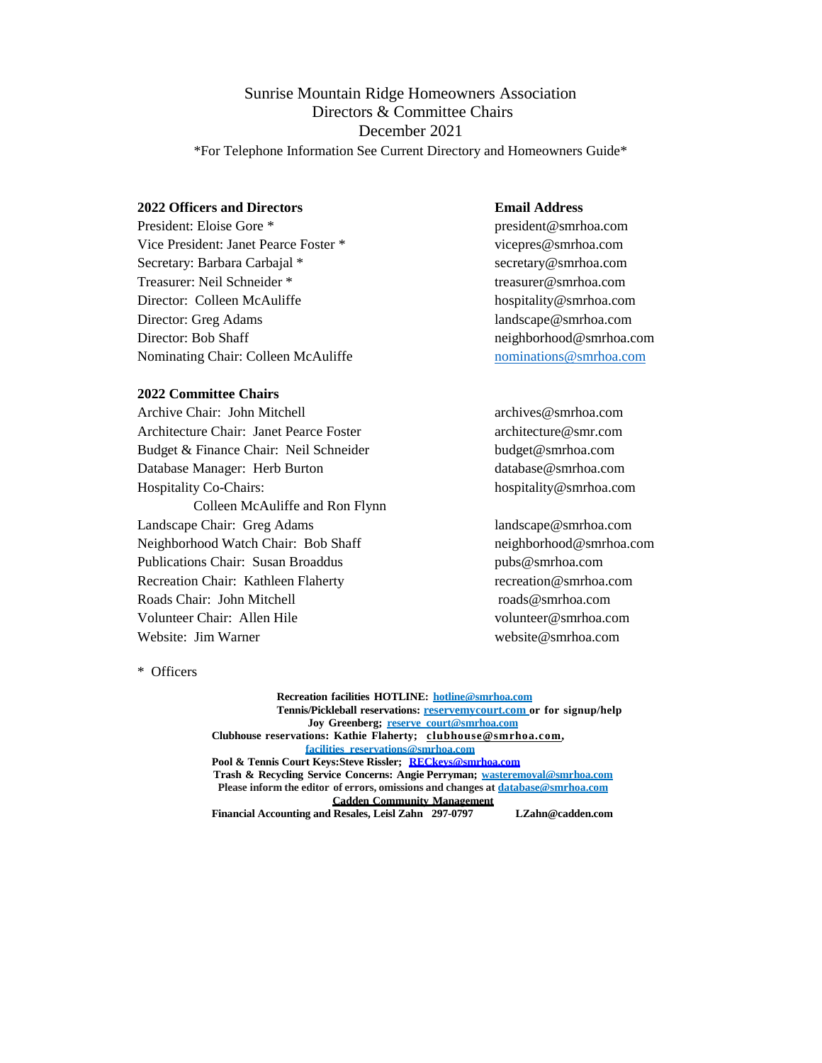# Sunrise Mountain Ridge Homeowners Association
## Directors & Committee Chairs
## December 2021

*For Telephone Information See Current Directory and Homeowners Guide*

| **2022 Officers and Directors** | **Email Address** |
|---|---|
| President: Eloise Gore * | president@smrhoa.com |
| Vice President: Janet Pearce Foster * | vicepres@smrhoa.com |
| Secretary: Barbara Carbajal * | secretary@smrhoa.com |
| Treasurer: Neil Schneider * | treasurer@smrhoa.com |
| Director: Colleen McAuliffe | hospitality@smrhoa.com |
| Director: Greg Adams | landscape@smrhoa.com |
| Director: Bob Shaff | neighborhood@smrhoa.com |
| Nominating Chair: Colleen McAuliffe | nominations@smrhoa.com |

| **2022 Committee Chairs** | |
|---|---|
| Archive Chair: John Mitchell | archives@smrhoa.com |
| Architecture Chair: Janet Pearce Foster | architecture@smr.com |
| Budget & Finance Chair: Neil Schneider | budget@smrhoa.com |
| Database Manager: Herb Burton | database@smrhoa.com |
| Hospitality Co-Chairs: Colleen McAuliffe and Ron Flynn | hospitality@smrhoa.com |
| Landscape Chair: Greg Adams | landscape@smrhoa.com |
| Neighborhood Watch Chair: Bob Shaff | neighborhood@smrhoa.com |
| Publications Chair: Susan Broaddus | pubs@smrhoa.com |
| Recreation Chair: Kathleen Flaherty | recreation@smrhoa.com |
| Roads Chair: John Mitchell | roads@smrhoa.com |
| Volunteer Chair: Allen Hile | volunteer@smrhoa.com |
| Website: Jim Warner | website@smrhoa.com |

\* Officers

**Recreation facilities HOTLINE: hotline@smrhoa.com**
**Tennis/Pickleball reservations: reservemycourt.com or for signup/help**
**Joy Greenberg; reserve_court@smrhoa.com**
**Clubhouse reservations: Kathie Flaherty; clubhouse@smrhoa.com, facilities_reservations@smrhoa.com**
**Pool & Tennis Court Keys:Steve Rissler; RECkeys@smrhoa.com**
**Trash & Recycling Service Concerns: Angie Perryman; wasteremoval@smrhoa.com**
**Please inform the editor of errors, omissions and changes at database@smrhoa.com**
**Cadden Community Management**
**Financial Accounting and Resales, Leisl Zahn 297-0797 LZahn@cadden.com**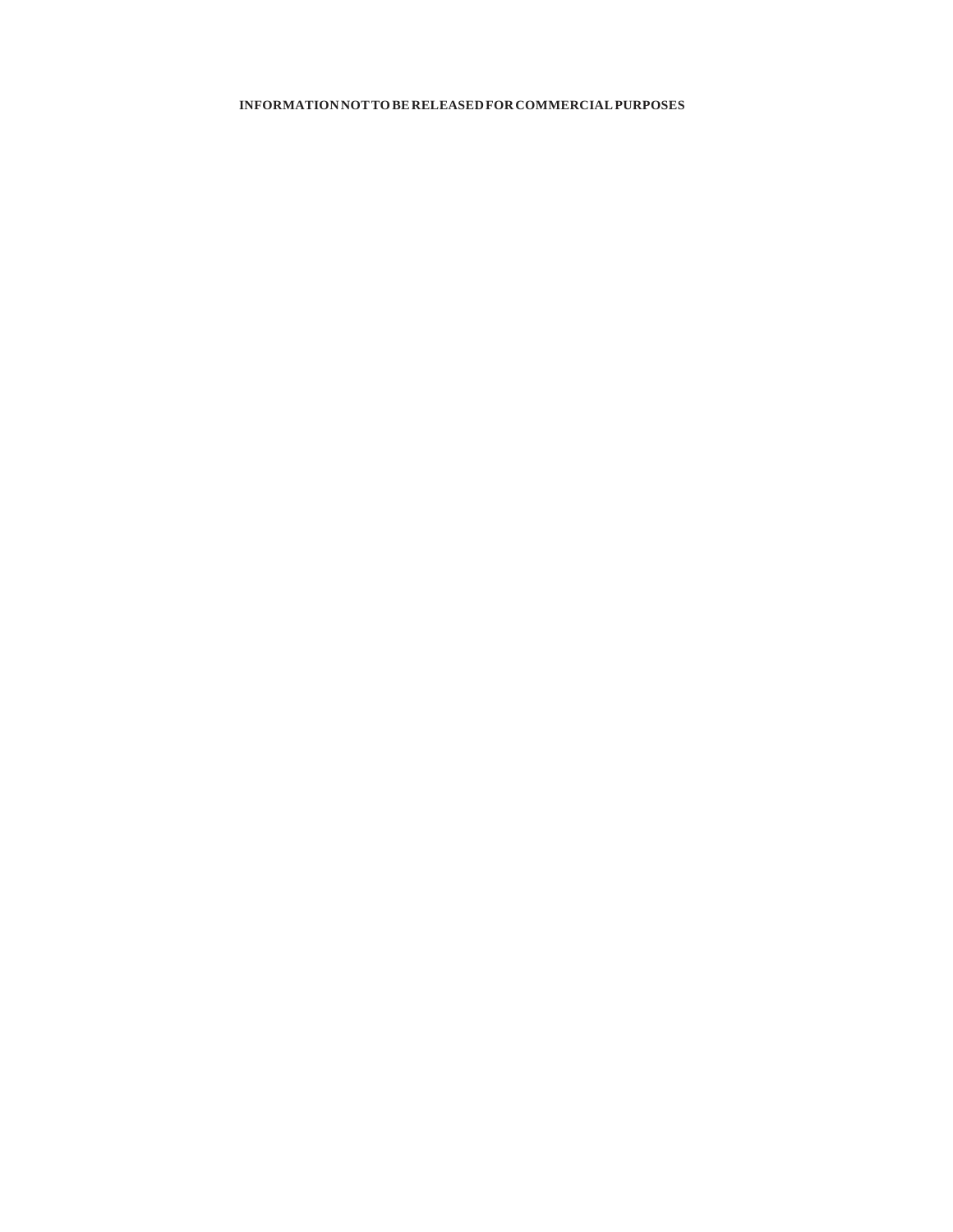**INFORMATION NOT TO BE RELEASED FOR COMMERCIAL PURPOSES**